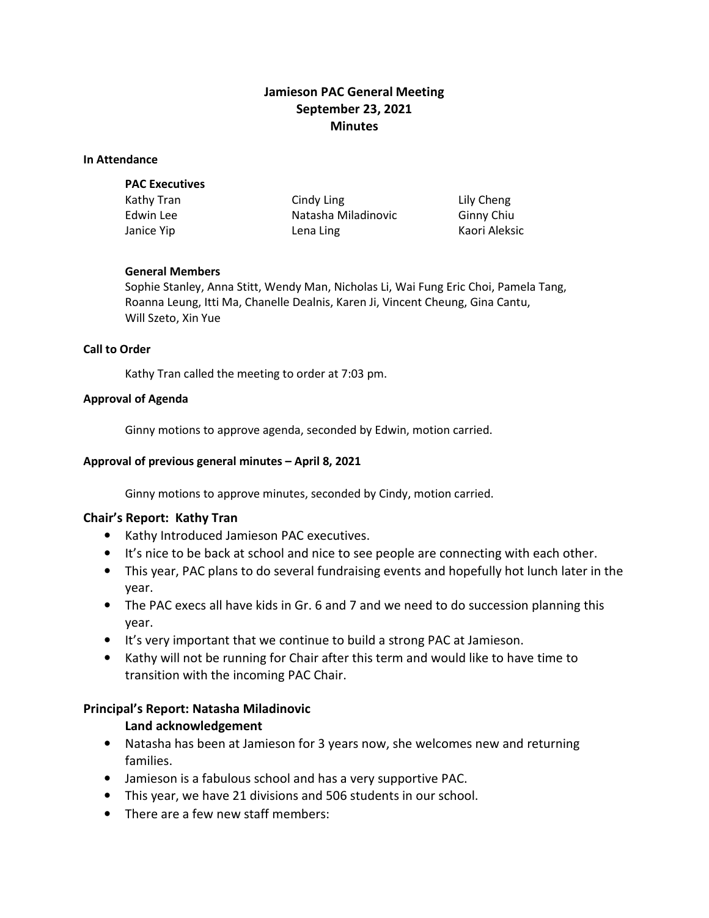# Jamieson PAC General Meeting
## September 23, 2021
## Minutes

### In Attendance

**PAC Executives**

Kathy Tran
Edwin Lee
Janice Yip
Cindy Ling
Natasha Miladinovic
Lena Ling
Lily Cheng
Ginny Chiu
Kaori Aleksic

**General Members**

Sophie Stanley, Anna Stitt, Wendy Man, Nicholas Li, Wai Fung Eric Choi, Pamela Tang, Roanna Leung, Itti Ma, Chanelle Dealnis, Karen Ji, Vincent Cheung, Gina Cantu, Will Szeto, Xin Yue

### Call to Order

Kathy Tran called the meeting to order at 7:03 pm.

### Approval of Agenda

Ginny motions to approve agenda, seconded by Edwin, motion carried.

### Approval of previous general minutes – April 8, 2021

Ginny motions to approve minutes, seconded by Cindy, motion carried.

### Chair's Report: Kathy Tran

- Kathy Introduced Jamieson PAC executives.
- It's nice to be back at school and nice to see people are connecting with each other.
- This year, PAC plans to do several fundraising events and hopefully hot lunch later in the year.
- The PAC execs all have kids in Gr. 6 and 7 and we need to do succession planning this year.
- It's very important that we continue to build a strong PAC at Jamieson.
- Kathy will not be running for Chair after this term and would like to have time to transition with the incoming PAC Chair.

### Principal's Report: Natasha Miladinovic

**Land acknowledgement**

- Natasha has been at Jamieson for 3 years now, she welcomes new and returning families.
- Jamieson is a fabulous school and has a very supportive PAC.
- This year, we have 21 divisions and 506 students in our school.
- There are a few new staff members: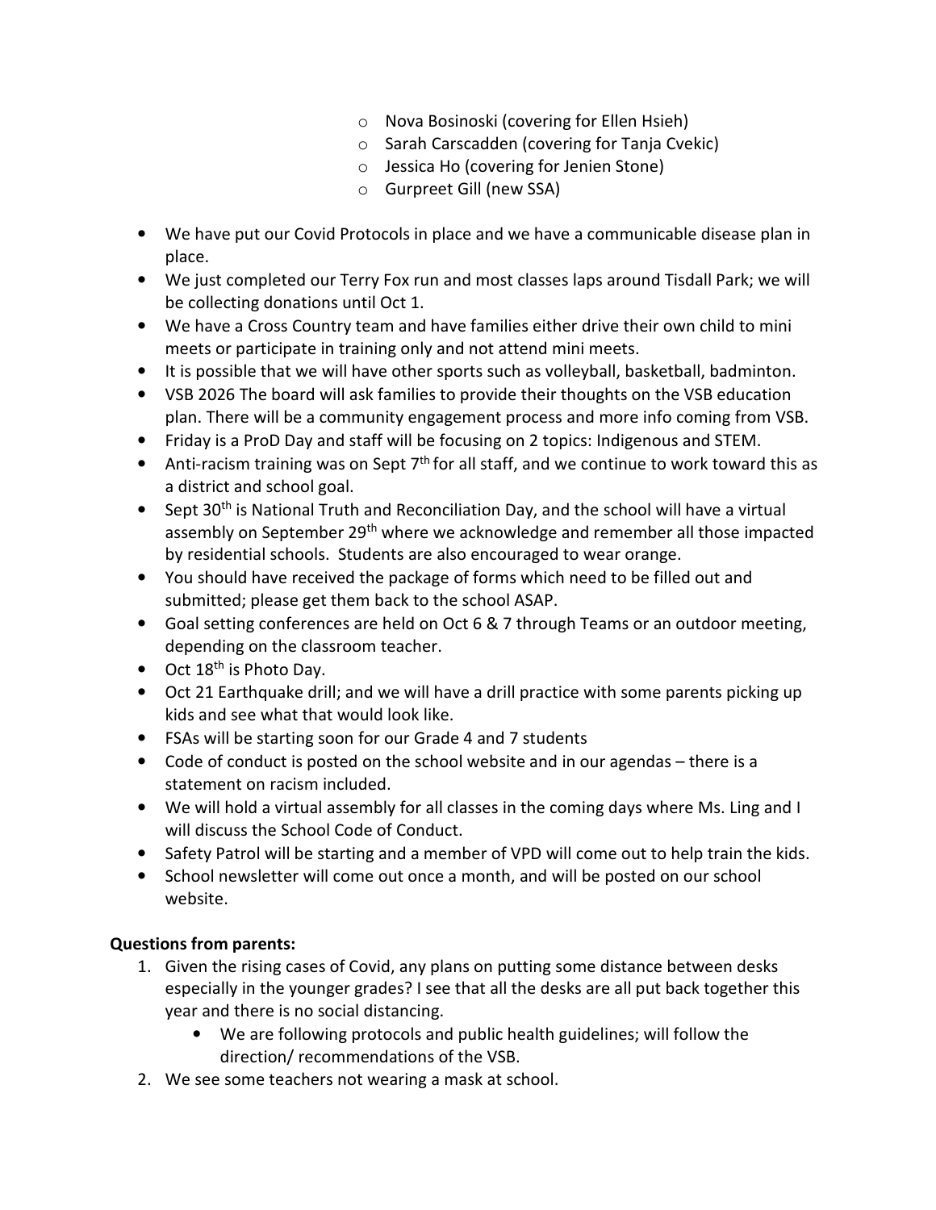- Nova Bosinoski (covering for Ellen Hsieh)
    - Sarah Carscadden (covering for Tanja Cvekic)
    - Jessica Ho (covering for Jenien Stone)
    - Gurpreet Gill (new SSA)

- We have put our Covid Protocols in place and we have a communicable disease plan in place.
- We just completed our Terry Fox run and most classes laps around Tisdall Park; we will be collecting donations until Oct 1.
- We have a Cross Country team and have families either drive their own child to mini meets or participate in training only and not attend mini meets.
- It is possible that we will have other sports such as volleyball, basketball, badminton.
- VSB 2026 The board will ask families to provide their thoughts on the VSB education plan. There will be a community engagement process and more info coming from VSB.
- Friday is a ProD Day and staff will be focusing on 2 topics: Indigenous and STEM.
- Anti-racism training was on Sept 7th for all staff, and we continue to work toward this as a district and school goal.
- Sept 30th is National Truth and Reconciliation Day, and the school will have a virtual assembly on September 29th where we acknowledge and remember all those impacted by residential schools. Students are also encouraged to wear orange.
- You should have received the package of forms which need to be filled out and submitted; please get them back to the school ASAP.
- Goal setting conferences are held on Oct 6 & 7 through Teams or an outdoor meeting, depending on the classroom teacher.
- Oct 18th is Photo Day.
- Oct 21 Earthquake drill; and we will have a drill practice with some parents picking up kids and see what that would look like.
- FSAs will be starting soon for our Grade 4 and 7 students
- Code of conduct is posted on the school website and in our agendas – there is a statement on racism included.
- We will hold a virtual assembly for all classes in the coming days where Ms. Ling and I will discuss the School Code of Conduct.
- Safety Patrol will be starting and a member of VPD will come out to help train the kids.
- School newsletter will come out once a month, and will be posted on our school website.

**Questions from parents:**

1. Given the rising cases of Covid, any plans on putting some distance between desks especially in the younger grades? I see that all the desks are all put back together this year and there is no social distancing.
    - We are following protocols and public health guidelines; will follow the direction/ recommendations of the VSB.
2. We see some teachers not wearing a mask at school.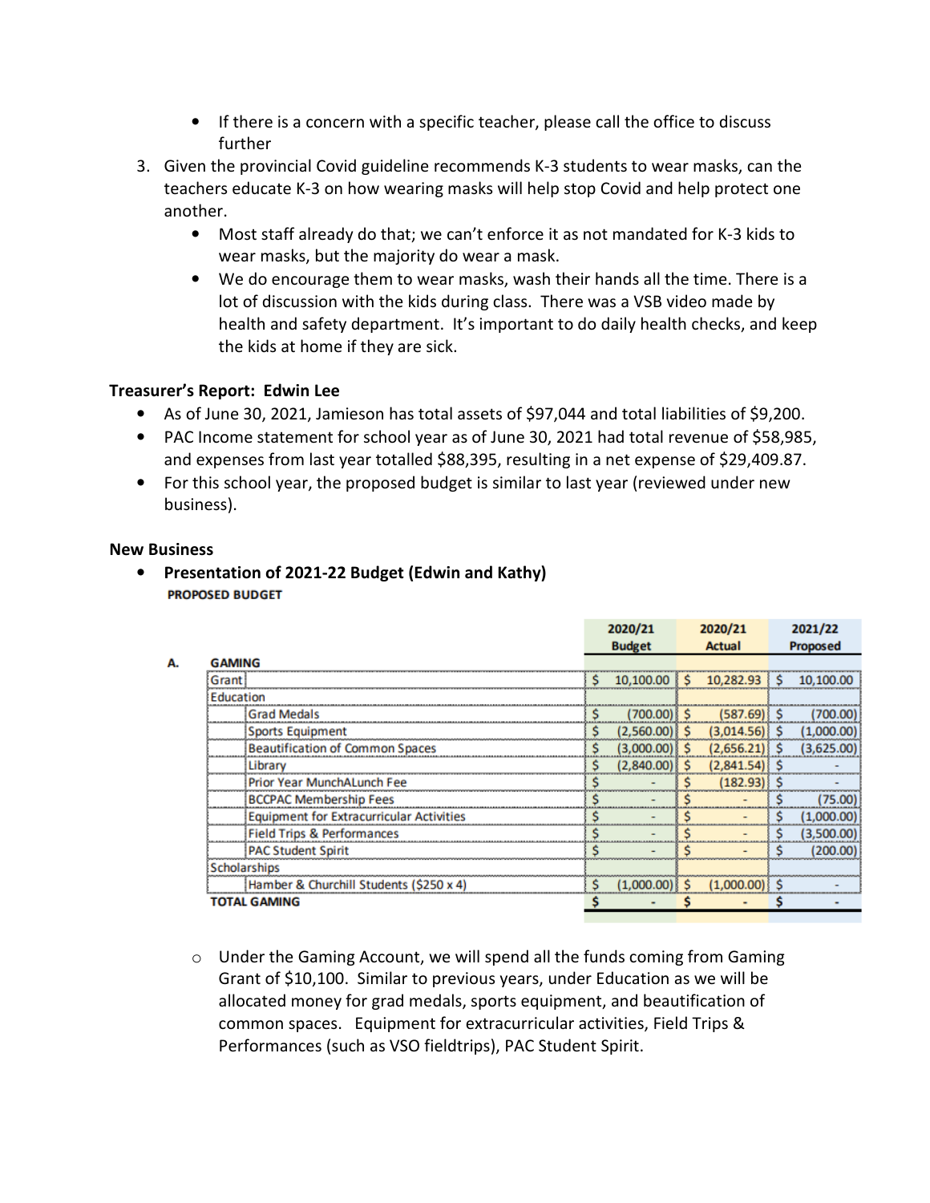- If there is a concern with a specific teacher, please call the office to discuss further

3. Given the provincial Covid guideline recommends K-3 students to wear masks, can the teachers educate K-3 on how wearing masks will help stop Covid and help protect one another.
   - Most staff already do that; we can't enforce it as not mandated for K-3 kids to wear masks, but the majority do wear a mask.
   - We do encourage them to wear masks, wash their hands all the time. There is a lot of discussion with the kids during class. There was a VSB video made by health and safety department. It's important to do daily health checks, and keep the kids at home if they are sick.

**Treasurer's Report: Edwin Lee**

- As of June 30, 2021, Jamieson has total assets of $97,044 and total liabilities of $9,200.
- PAC Income statement for school year as of June 30, 2021 had total revenue of $58,985, and expenses from last year totalled $88,395, resulting in a net expense of $29,409.87.
- For this school year, the proposed budget is similar to last year (reviewed under new business).

**New Business**

- **Presentation of 2021-22 Budget (Edwin and Kathy)**

**PROPOSED BUDGET**

| | | 2020/21 Budget | 2020/21 Actual | 2021/22 Proposed |
|---|---|---|---|---|
| **A.** | **GAMING** | | | |
| | Grant | $ 10,100.00 | $ 10,282.93 | $ 10,100.00 |
| | Education | | | |
| | Grad Medals | $ (700.00) | $ (587.69) | $ (700.00) |
| | Sports Equipment | $ (2,560.00) | $ (3,014.56) | $ (1,000.00) |
| | Beautification of Common Spaces | $ (3,000.00) | $ (2,656.21) | $ (3,625.00) |
| | Library | $ (2,840.00) | $ (2,841.54) | $ - |
| | Prior Year MunchALunch Fee | $ - | $ (182.93) | $ - |
| | BCCPAC Membership Fees | $ - | $ - | $ (75.00) |
| | Equipment for Extracurricular Activities | $ - | $ - | $ (1,000.00) |
| | Field Trips & Performances | $ - | $ - | $ (3,500.00) |
| | PAC Student Spirit | $ - | $ - | $ (200.00) |
| | Scholarships | | | |
| | Hamber & Churchill Students ($250 x 4) | $ (1,000.00) | $ (1,000.00) | $ - |
| | **TOTAL GAMING** | $ - | $ - | $ - |

- Under the Gaming Account, we will spend all the funds coming from Gaming Grant of $10,100. Similar to previous years, under Education as we will be allocated money for grad medals, sports equipment, and beautification of common spaces. Equipment for extracurricular activities, Field Trips & Performances (such as VSO fieldtrips), PAC Student Spirit.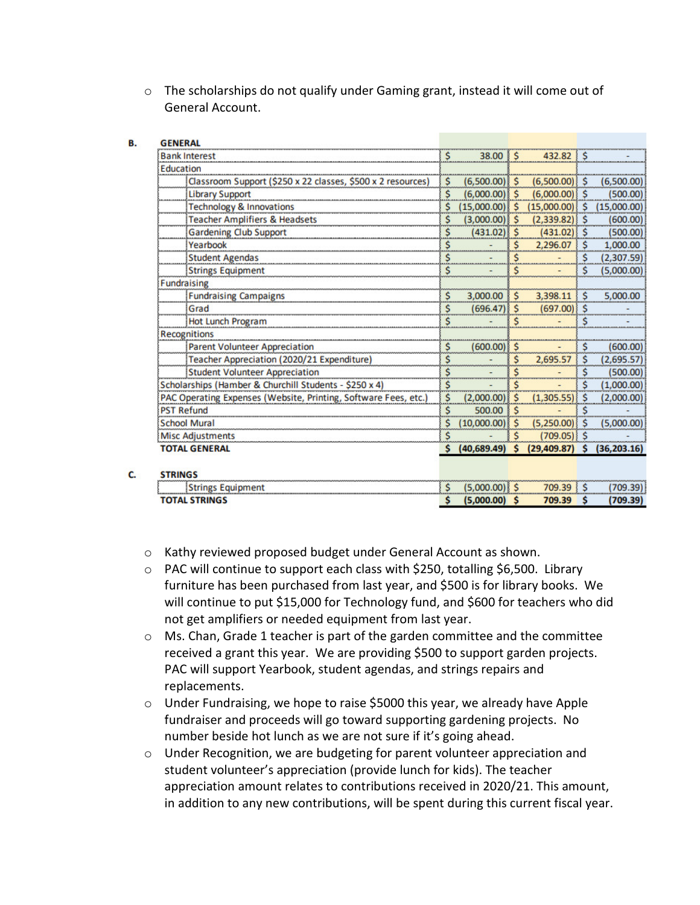- The scholarships do not qualify under Gaming grant, instead it will come out of General Account.

**B.**

| GENERAL | | | |
|---|---|---|---|
| Bank Interest | $ 38.00 | $ 432.82 | $ - |
| Education | | | |
| Classroom Support ($250 x 22 classes, $500 x 2 resources) | $ (6,500.00) | $ (6,500.00) | $ (6,500.00) |
| Library Support | $ (6,000.00) | $ (6,000.00) | $ (500.00) |
| Technology & Innovations | $ (15,000.00) | $ (15,000.00) | $ (15,000.00) |
| Teacher Amplifiers & Headsets | $ (3,000.00) | $ (2,339.82) | $ (600.00) |
| Gardening Club Support | $ (431.02) | $ (431.02) | $ (500.00) |
| Yearbook | $ - | $ 2,296.07 | $ 1,000.00 |
| Student Agendas | $ - | $ - | $ (2,307.59) |
| Strings Equipment | $ - | $ - | $ (5,000.00) |
| Fundraising | | | |
| Fundraising Campaigns | $ 3,000.00 | $ 3,398.11 | $ 5,000.00 |
| Grad | $ (696.47) | $ (697.00) | $ - |
| Hot Lunch Program | $ - | $ - | $ - |
| Recognitions | | | |
| Parent Volunteer Appreciation | $ (600.00) | $ - | $ (600.00) |
| Teacher Appreciation (2020/21 Expenditure) | $ - | $ 2,695.57 | $ (2,695.57) |
| Student Volunteer Appreciation | $ - | $ - | $ (500.00) |
| Scholarships (Hamber & Churchill Students - $250 x 4) | $ - | $ - | $ (1,000.00) |
| PAC Operating Expenses (Website, Printing, Software Fees, etc.) | $ (2,000.00) | $ (1,305.55) | $ (2,000.00) |
| PST Refund | $ 500.00 | $ - | $ - |
| School Mural | $ (10,000.00) | $ (5,250.00) | $ (5,000.00) |
| Misc Adjustments | $ - | $ (709.05) | $ - |
| **TOTAL GENERAL** | **$ (40,689.49)** | **$ (29,409.87)** | **$ (36,203.16)** |

**C.**

| STRINGS | | | |
|---|---|---|---|
| Strings Equipment | $ (5,000.00) | $ 709.39 | $ (709.39) |
| **TOTAL STRINGS** | **$ (5,000.00)** | **$ 709.39** | **$ (709.39)** |

- Kathy reviewed proposed budget under General Account as shown.
- PAC will continue to support each class with $250, totalling $6,500. Library furniture has been purchased from last year, and $500 is for library books. We will continue to put $15,000 for Technology fund, and $600 for teachers who did not get amplifiers or needed equipment from last year.
- Ms. Chan, Grade 1 teacher is part of the garden committee and the committee received a grant this year. We are providing $500 to support garden projects. PAC will support Yearbook, student agendas, and strings repairs and replacements.
- Under Fundraising, we hope to raise $5000 this year, we already have Apple fundraiser and proceeds will go toward supporting gardening projects. No number beside hot lunch as we are not sure if it's going ahead.
- Under Recognition, we are budgeting for parent volunteer appreciation and student volunteer's appreciation (provide lunch for kids). The teacher appreciation amount relates to contributions received in 2020/21. This amount, in addition to any new contributions, will be spent during this current fiscal year.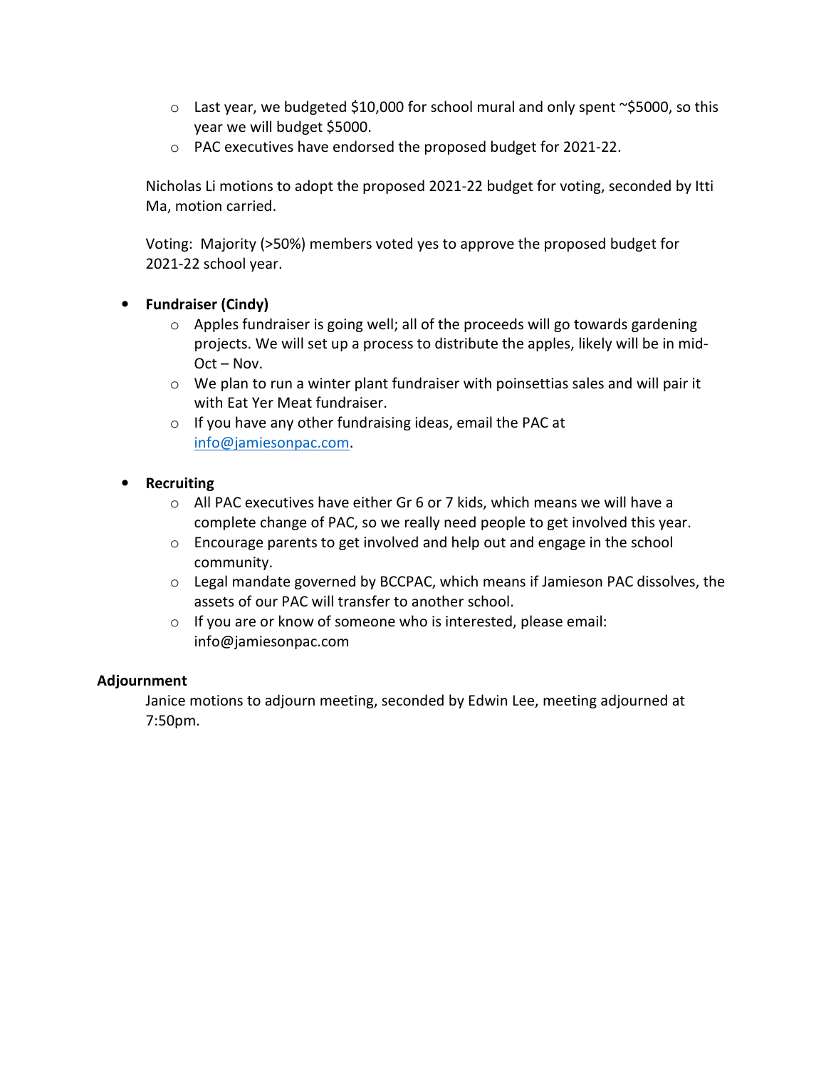- Last year, we budgeted $10,000 for school mural and only spent ~$5000, so this year we will budget $5000.
  - PAC executives have endorsed the proposed budget for 2021-22.

  Nicholas Li motions to adopt the proposed 2021-22 budget for voting, seconded by Itti Ma, motion carried.

  Voting: Majority (>50%) members voted yes to approve the proposed budget for 2021-22 school year.

- **Fundraiser (Cindy)**
  - Apples fundraiser is going well; all of the proceeds will go towards gardening projects. We will set up a process to distribute the apples, likely will be in mid-Oct – Nov.
  - We plan to run a winter plant fundraiser with poinsettias sales and will pair it with Eat Yer Meat fundraiser.
  - If you have any other fundraising ideas, email the PAC at info@jamiesonpac.com.

- **Recruiting**
  - All PAC executives have either Gr 6 or 7 kids, which means we will have a complete change of PAC, so we really need people to get involved this year.
  - Encourage parents to get involved and help out and engage in the school community.
  - Legal mandate governed by BCCPAC, which means if Jamieson PAC dissolves, the assets of our PAC will transfer to another school.
  - If you are or know of someone who is interested, please email: info@jamiesonpac.com

**Adjournment**

Janice motions to adjourn meeting, seconded by Edwin Lee, meeting adjourned at 7:50pm.